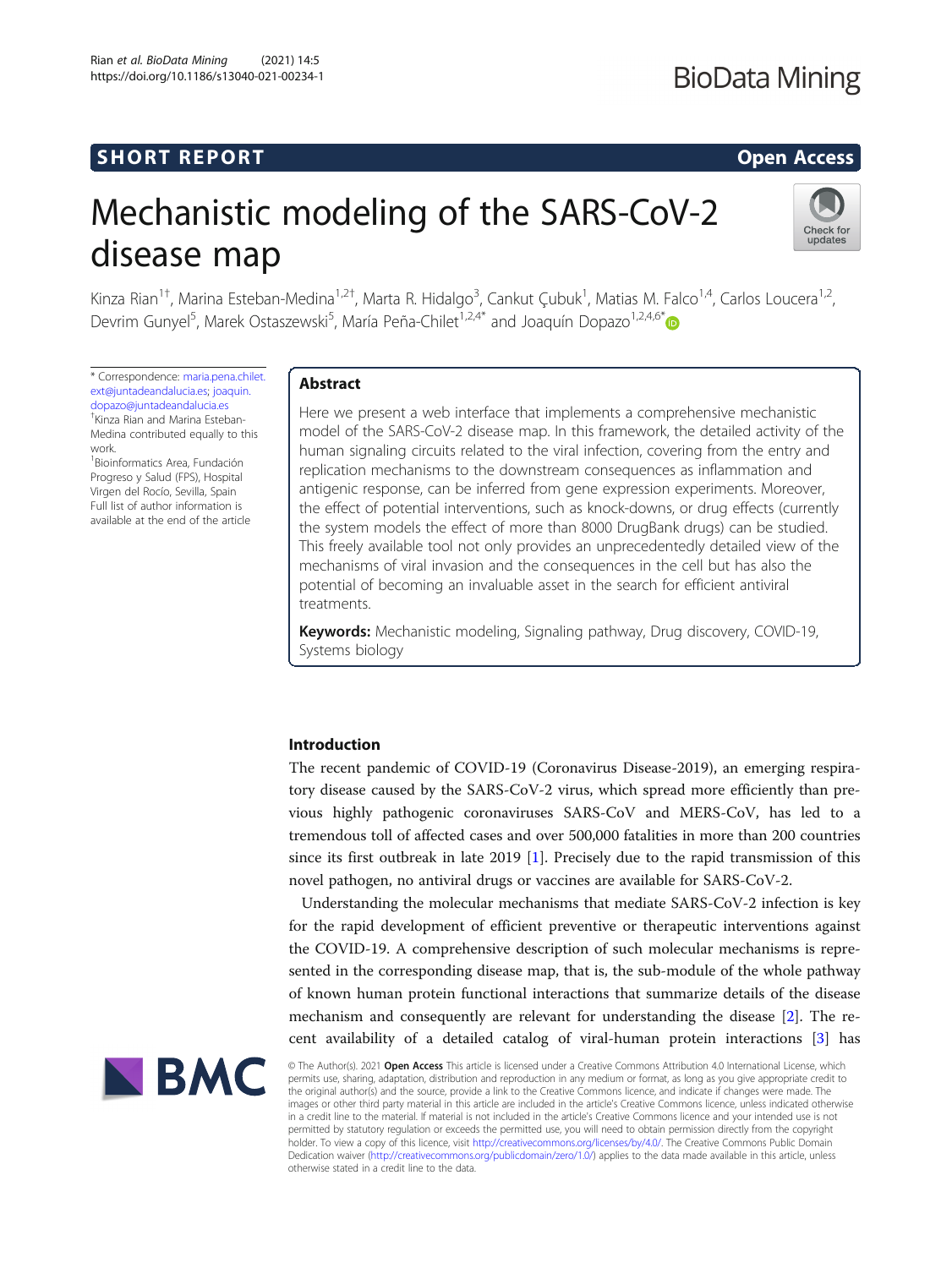SHORT REPORT

Open Access

# Mechanistic modeling of the SARS-CoV-2 disease map

Kinza Rian[1†], Marina Esteban-Medina[1,2†], Marta R. Hidalgo[3], Cankut Çubuk[1], Matias M. Falco[1,4], Carlos Loucera[1,2], Devrim Gunyel[5], Marek Ostaszewski[5], María Peña-Chilet[1,2,4*] and Joaquín Dopazo[1,2,4,6*]

\* Correspondence: maria.pena.chilet.ext@juntadeandalucia.es; joaquin.dopazo@juntadeandalucia.es

†Kinza Rian and Marina Esteban-Medina contributed equally to this work.

[1]Bioinformatics Area, Fundación Progreso y Salud (FPS), Hospital Virgen del Rocío, Sevilla, Spain

Full list of author information is available at the end of the article

## Abstract

Here we present a web interface that implements a comprehensive mechanistic model of the SARS-CoV-2 disease map. In this framework, the detailed activity of the human signaling circuits related to the viral infection, covering from the entry and replication mechanisms to the downstream consequences as inflammation and antigenic response, can be inferred from gene expression experiments. Moreover, the effect of potential interventions, such as knock-downs, or drug effects (currently the system models the effect of more than 8000 DrugBank drugs) can be studied. This freely available tool not only provides an unprecedentedly detailed view of the mechanisms of viral invasion and the consequences in the cell but has also the potential of becoming an invaluable asset in the search for efficient antiviral treatments.

**Keywords:** Mechanistic modeling, Signaling pathway, Drug discovery, COVID-19, Systems biology

## Introduction

The recent pandemic of COVID-19 (Coronavirus Disease-2019), an emerging respiratory disease caused by the SARS-CoV-2 virus, which spread more efficiently than previous highly pathogenic coronaviruses SARS-CoV and MERS-CoV, has led to a tremendous toll of affected cases and over 500,000 fatalities in more than 200 countries since its first outbreak in late 2019 [1]. Precisely due to the rapid transmission of this novel pathogen, no antiviral drugs or vaccines are available for SARS-CoV-2.

Understanding the molecular mechanisms that mediate SARS-CoV-2 infection is key for the rapid development of efficient preventive or therapeutic interventions against the COVID-19. A comprehensive description of such molecular mechanisms is represented in the corresponding disease map, that is, the sub-module of the whole pathway of known human protein functional interactions that summarize details of the disease mechanism and consequently are relevant for understanding the disease [2]. The recent availability of a detailed catalog of viral-human protein interactions [3] has

© The Author(s). 2021 **Open Access** This article is licensed under a Creative Commons Attribution 4.0 International License, which permits use, sharing, adaptation, distribution and reproduction in any medium or format, as long as you give appropriate credit to the original author(s) and the source, provide a link to the Creative Commons licence, and indicate if changes were made. The images or other third party material in this article are included in the article's Creative Commons licence, unless indicated otherwise in a credit line to the material. If material is not included in the article's Creative Commons licence and your intended use is not permitted by statutory regulation or exceeds the permitted use, you will need to obtain permission directly from the copyright holder. To view a copy of this licence, visit http://creativecommons.org/licenses/by/4.0/. The Creative Commons Public Domain Dedication waiver (http://creativecommons.org/publicdomain/zero/1.0/) applies to the data made available in this article, unless otherwise stated in a credit line to the data.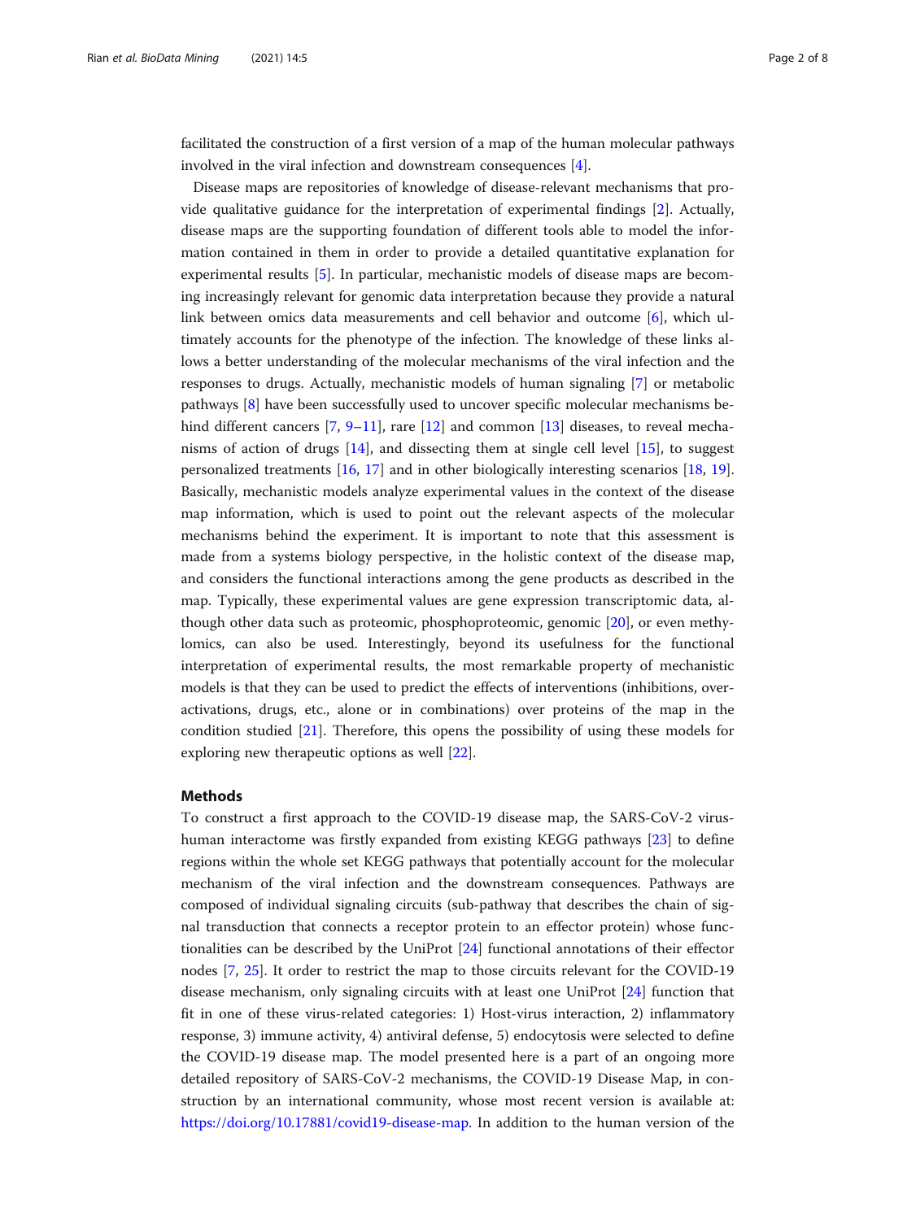facilitated the construction of a first version of a map of the human molecular pathways involved in the viral infection and downstream consequences [4].

Disease maps are repositories of knowledge of disease-relevant mechanisms that provide qualitative guidance for the interpretation of experimental findings [2]. Actually, disease maps are the supporting foundation of different tools able to model the information contained in them in order to provide a detailed quantitative explanation for experimental results [5]. In particular, mechanistic models of disease maps are becoming increasingly relevant for genomic data interpretation because they provide a natural link between omics data measurements and cell behavior and outcome [6], which ultimately accounts for the phenotype of the infection. The knowledge of these links allows a better understanding of the molecular mechanisms of the viral infection and the responses to drugs. Actually, mechanistic models of human signaling [7] or metabolic pathways [8] have been successfully used to uncover specific molecular mechanisms behind different cancers [7, 9–11], rare [12] and common [13] diseases, to reveal mechanisms of action of drugs [14], and dissecting them at single cell level [15], to suggest personalized treatments [16, 17] and in other biologically interesting scenarios [18, 19]. Basically, mechanistic models analyze experimental values in the context of the disease map information, which is used to point out the relevant aspects of the molecular mechanisms behind the experiment. It is important to note that this assessment is made from a systems biology perspective, in the holistic context of the disease map, and considers the functional interactions among the gene products as described in the map. Typically, these experimental values are gene expression transcriptomic data, although other data such as proteomic, phosphoproteomic, genomic [20], or even methylomics, can also be used. Interestingly, beyond its usefulness for the functional interpretation of experimental results, the most remarkable property of mechanistic models is that they can be used to predict the effects of interventions (inhibitions, over-activations, drugs, etc., alone or in combinations) over proteins of the map in the condition studied [21]. Therefore, this opens the possibility of using these models for exploring new therapeutic options as well [22].

## Methods

To construct a first approach to the COVID-19 disease map, the SARS-CoV-2 virus-human interactome was firstly expanded from existing KEGG pathways [23] to define regions within the whole set KEGG pathways that potentially account for the molecular mechanism of the viral infection and the downstream consequences. Pathways are composed of individual signaling circuits (sub-pathway that describes the chain of signal transduction that connects a receptor protein to an effector protein) whose functionalities can be described by the UniProt [24] functional annotations of their effector nodes [7, 25]. It order to restrict the map to those circuits relevant for the COVID-19 disease mechanism, only signaling circuits with at least one UniProt [24] function that fit in one of these virus-related categories: 1) Host-virus interaction, 2) inflammatory response, 3) immune activity, 4) antiviral defense, 5) endocytosis were selected to define the COVID-19 disease map. The model presented here is a part of an ongoing more detailed repository of SARS-CoV-2 mechanisms, the COVID-19 Disease Map, in construction by an international community, whose most recent version is available at: https://doi.org/10.17881/covid19-disease-map. In addition to the human version of the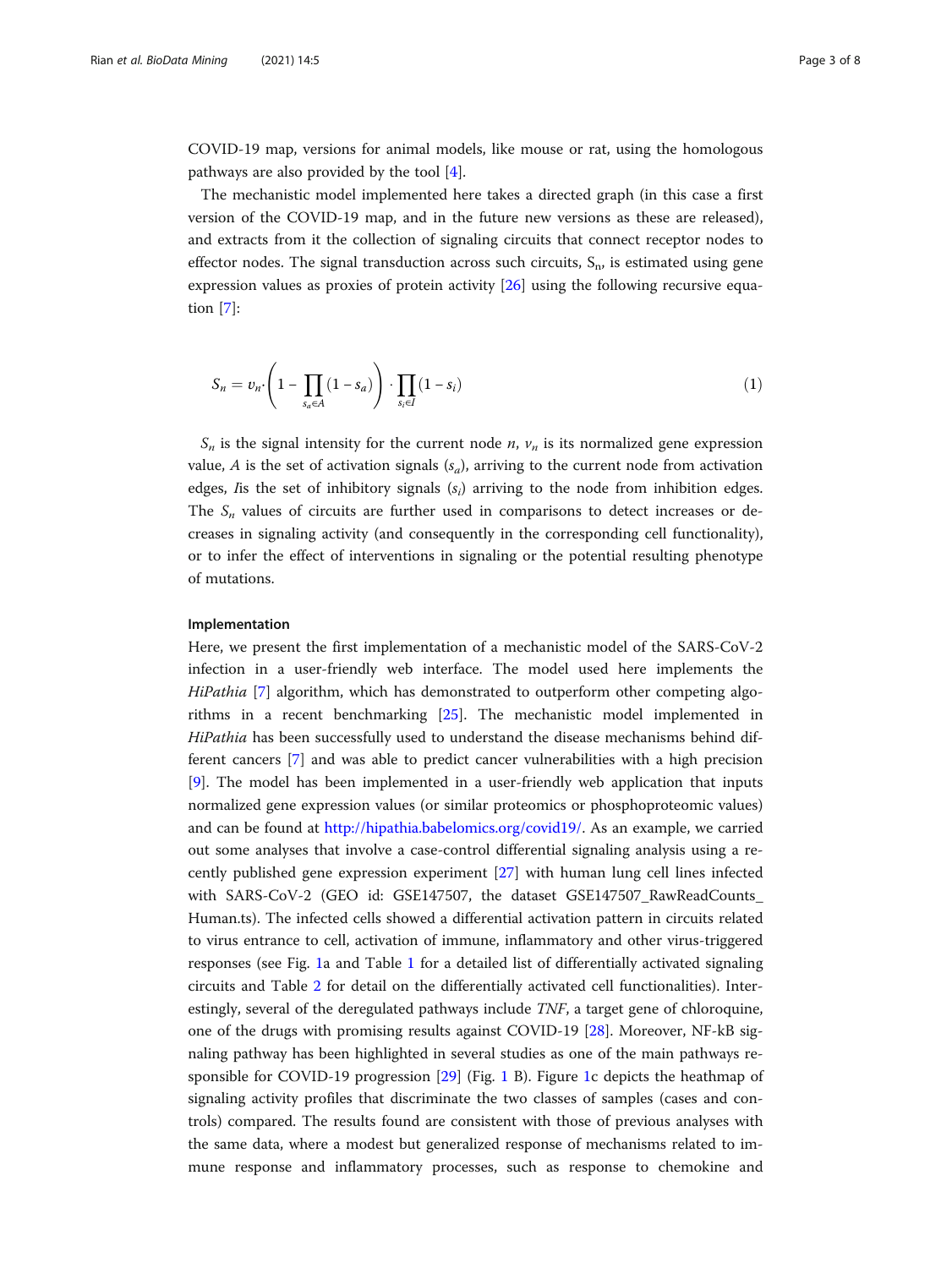COVID-19 map, versions for animal models, like mouse or rat, using the homologous pathways are also provided by the tool [4].

The mechanistic model implemented here takes a directed graph (in this case a first version of the COVID-19 map, and in the future new versions as these are released), and extracts from it the collection of signaling circuits that connect receptor nodes to effector nodes. The signal transduction across such circuits, $S_n$, is estimated using gene expression values as proxies of protein activity [26] using the following recursive equation [7]:

$$S_n = \upsilon_n \cdot \left(1 - \prod_{s_a \in A} (1 - s_a)\right) \cdot \prod_{s_i \in I} (1 - s_i) \tag{1}$$

$S_n$ is the signal intensity for the current node $n$, $v_n$ is its normalized gene expression value, $A$ is the set of activation signals ($s_a$), arriving to the current node from activation edges, $I$is the set of inhibitory signals ($s_i$) arriving to the node from inhibition edges. The $S_n$ values of circuits are further used in comparisons to detect increases or decreases in signaling activity (and consequently in the corresponding cell functionality), or to infer the effect of interventions in signaling or the potential resulting phenotype of mutations.

### Implementation

Here, we present the first implementation of a mechanistic model of the SARS-CoV-2 infection in a user-friendly web interface. The model used here implements the *HiPathia* [7] algorithm, which has demonstrated to outperform other competing algorithms in a recent benchmarking [25]. The mechanistic model implemented in *HiPathia* has been successfully used to understand the disease mechanisms behind different cancers [7] and was able to predict cancer vulnerabilities with a high precision [9]. The model has been implemented in a user-friendly web application that inputs normalized gene expression values (or similar proteomics or phosphoproteomic values) and can be found at http://hipathia.babelomics.org/covid19/. As an example, we carried out some analyses that involve a case-control differential signaling analysis using a recently published gene expression experiment [27] with human lung cell lines infected with SARS-CoV-2 (GEO id: GSE147507, the dataset GSE147507_RawReadCounts_Human.ts). The infected cells showed a differential activation pattern in circuits related to virus entrance to cell, activation of immune, inflammatory and other virus-triggered responses (see Fig. 1a and Table 1 for a detailed list of differentially activated signaling circuits and Table 2 for detail on the differentially activated cell functionalities). Interestingly, several of the deregulated pathways include *TNF*, a target gene of chloroquine, one of the drugs with promising results against COVID-19 [28]. Moreover, NF-kB signaling pathway has been highlighted in several studies as one of the main pathways responsible for COVID-19 progression [29] (Fig. 1 B). Figure 1c depicts the heathmap of signaling activity profiles that discriminate the two classes of samples (cases and controls) compared. The results found are consistent with those of previous analyses with the same data, where a modest but generalized response of mechanisms related to immune response and inflammatory processes, such as response to chemokine and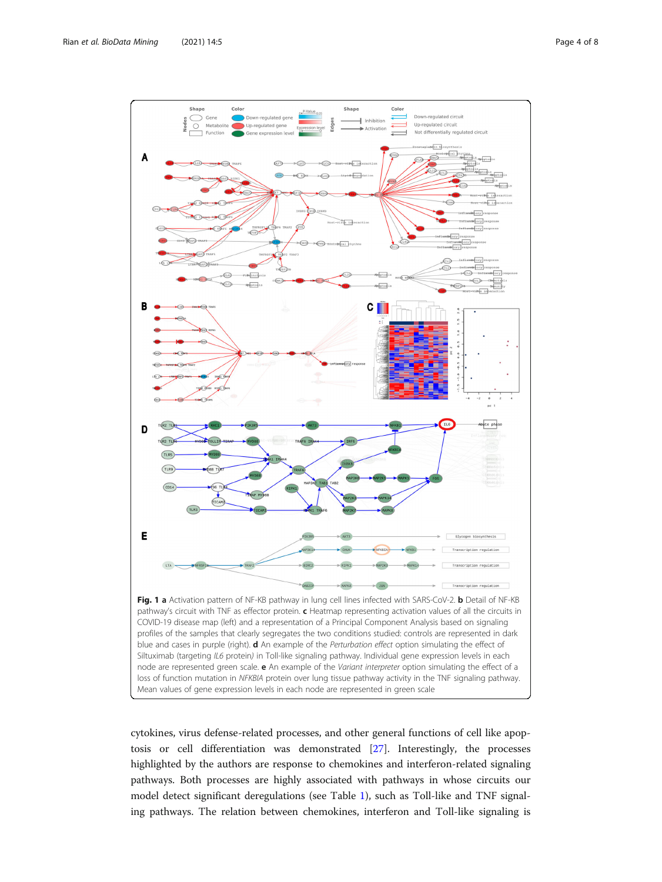**Fig. 1 a** Activation pattern of NF-KB pathway in lung cell lines infected with SARS-CoV-2. **b** Detail of NF-KB pathway's circuit with TNF as effector protein. **c** Heatmap representing activation values of all the circuits in COVID-19 disease map (left) and a representation of a Principal Component Analysis based on signaling profiles of the samples that clearly segregates the two conditions studied: controls are represented in dark blue and cases in purple (right). **d** An example of the *Perturbation effect* option simulating the effect of Siltuximab (targeting *IL6* protein) in Toll-like signaling pathway. Individual gene expression levels in each node are represented green scale. **e** An example of the *Variant interpreter* option simulating the effect of a loss of function mutation in *NFKBIA* protein over lung tissue pathway activity in the TNF signaling pathway. Mean values of gene expression levels in each node are represented in green scale

cytokines, virus defense-related processes, and other general functions of cell like apoptosis or cell differentiation was demonstrated [27]. Interestingly, the processes highlighted by the authors are response to chemokines and interferon-related signaling pathways. Both processes are highly associated with pathways in whose circuits our model detect significant deregulations (see Table 1), such as Toll-like and TNF signaling pathways. The relation between chemokines, interferon and Toll-like signaling is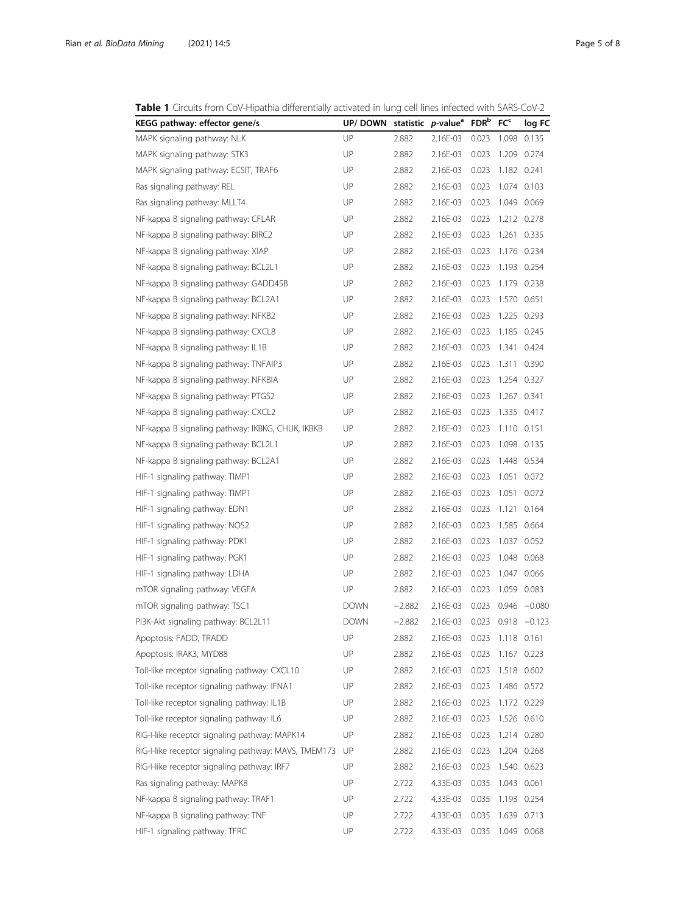**Table 1** Circuits from CoV-Hipathia differentially activated in lung cell lines infected with SARS-CoV-2

| KEGG pathway: effector gene/s | UP/ DOWN | statistic | *p*-value[a] | FDR[b] | FC[c] | log FC |
|---|---|---|---|---|---|---|
| MAPK signaling pathway: NLK | UP | 2.882 | 2.16E-03 | 0.023 | 1.098 | 0.135 |
| MAPK signaling pathway: STK3 | UP | 2.882 | 2.16E-03 | 0.023 | 1.209 | 0.274 |
| MAPK signaling pathway: ECSIT, TRAF6 | UP | 2.882 | 2.16E-03 | 0.023 | 1.182 | 0.241 |
| Ras signaling pathway: REL | UP | 2.882 | 2.16E-03 | 0.023 | 1.074 | 0.103 |
| Ras signaling pathway: MLLT4 | UP | 2.882 | 2.16E-03 | 0.023 | 1.049 | 0.069 |
| NF-kappa B signaling pathway: CFLAR | UP | 2.882 | 2.16E-03 | 0.023 | 1.212 | 0.278 |
| NF-kappa B signaling pathway: BIRC2 | UP | 2.882 | 2.16E-03 | 0.023 | 1.261 | 0.335 |
| NF-kappa B signaling pathway: XIAP | UP | 2.882 | 2.16E-03 | 0.023 | 1.176 | 0.234 |
| NF-kappa B signaling pathway: BCL2L1 | UP | 2.882 | 2.16E-03 | 0.023 | 1.193 | 0.254 |
| NF-kappa B signaling pathway: GADD45B | UP | 2.882 | 2.16E-03 | 0.023 | 1.179 | 0.238 |
| NF-kappa B signaling pathway: BCL2A1 | UP | 2.882 | 2.16E-03 | 0.023 | 1.570 | 0.651 |
| NF-kappa B signaling pathway: NFKB2 | UP | 2.882 | 2.16E-03 | 0.023 | 1.225 | 0.293 |
| NF-kappa B signaling pathway: CXCL8 | UP | 2.882 | 2.16E-03 | 0.023 | 1.185 | 0.245 |
| NF-kappa B signaling pathway: IL1B | UP | 2.882 | 2.16E-03 | 0.023 | 1.341 | 0.424 |
| NF-kappa B signaling pathway: TNFAIP3 | UP | 2.882 | 2.16E-03 | 0.023 | 1.311 | 0.390 |
| NF-kappa B signaling pathway: NFKBIA | UP | 2.882 | 2.16E-03 | 0.023 | 1.254 | 0.327 |
| NF-kappa B signaling pathway: PTGS2 | UP | 2.882 | 2.16E-03 | 0.023 | 1.267 | 0.341 |
| NF-kappa B signaling pathway: CXCL2 | UP | 2.882 | 2.16E-03 | 0.023 | 1.335 | 0.417 |
| NF-kappa B signaling pathway: IKBKG, CHUK, IKBKB | UP | 2.882 | 2.16E-03 | 0.023 | 1.110 | 0.151 |
| NF-kappa B signaling pathway: BCL2L1 | UP | 2.882 | 2.16E-03 | 0.023 | 1.098 | 0.135 |
| NF-kappa B signaling pathway: BCL2A1 | UP | 2.882 | 2.16E-03 | 0.023 | 1.448 | 0.534 |
| HIF-1 signaling pathway: TIMP1 | UP | 2.882 | 2.16E-03 | 0.023 | 1.051 | 0.072 |
| HIF-1 signaling pathway: TIMP1 | UP | 2.882 | 2.16E-03 | 0.023 | 1.051 | 0.072 |
| HIF-1 signaling pathway: EDN1 | UP | 2.882 | 2.16E-03 | 0.023 | 1.121 | 0.164 |
| HIF-1 signaling pathway: NOS2 | UP | 2.882 | 2.16E-03 | 0.023 | 1.585 | 0.664 |
| HIF-1 signaling pathway: PDK1 | UP | 2.882 | 2.16E-03 | 0.023 | 1.037 | 0.052 |
| HIF-1 signaling pathway: PGK1 | UP | 2.882 | 2.16E-03 | 0.023 | 1.048 | 0.068 |
| HIF-1 signaling pathway: LDHA | UP | 2.882 | 2.16E-03 | 0.023 | 1.047 | 0.066 |
| mTOR signaling pathway: VEGFA | UP | 2.882 | 2.16E-03 | 0.023 | 1.059 | 0.083 |
| mTOR signaling pathway: TSC1 | DOWN | −2.882 | 2.16E-03 | 0.023 | 0.946 | −0.080 |
| PI3K-Akt signaling pathway: BCL2L11 | DOWN | −2.882 | 2.16E-03 | 0.023 | 0.918 | −0.123 |
| Apoptosis: FADD, TRADD | UP | 2.882 | 2.16E-03 | 0.023 | 1.118 | 0.161 |
| Apoptosis: IRAK3, MYD88 | UP | 2.882 | 2.16E-03 | 0.023 | 1.167 | 0.223 |
| Toll-like receptor signaling pathway: CXCL10 | UP | 2.882 | 2.16E-03 | 0.023 | 1.518 | 0.602 |
| Toll-like receptor signaling pathway: IFNA1 | UP | 2.882 | 2.16E-03 | 0.023 | 1.486 | 0.572 |
| Toll-like receptor signaling pathway: IL1B | UP | 2.882 | 2.16E-03 | 0.023 | 1.172 | 0.229 |
| Toll-like receptor signaling pathway: IL6 | UP | 2.882 | 2.16E-03 | 0.023 | 1.526 | 0.610 |
| RIG-I-like receptor signaling pathway: MAPK14 | UP | 2.882 | 2.16E-03 | 0.023 | 1.214 | 0.280 |
| RIG-I-like receptor signaling pathway: MAVS, TMEM173 | UP | 2.882 | 2.16E-03 | 0.023 | 1.204 | 0.268 |
| RIG-I-like receptor signaling pathway: IRF7 | UP | 2.882 | 2.16E-03 | 0.023 | 1.540 | 0.623 |
| Ras signaling pathway: MAPK8 | UP | 2.722 | 4.33E-03 | 0.035 | 1.043 | 0.061 |
| NF-kappa B signaling pathway: TRAF1 | UP | 2.722 | 4.33E-03 | 0.035 | 1.193 | 0.254 |
| NF-kappa B signaling pathway: TNF | UP | 2.722 | 4.33E-03 | 0.035 | 1.639 | 0.713 |
| HIF-1 signaling pathway: TFRC | UP | 2.722 | 4.33E-03 | 0.035 | 1.049 | 0.068 |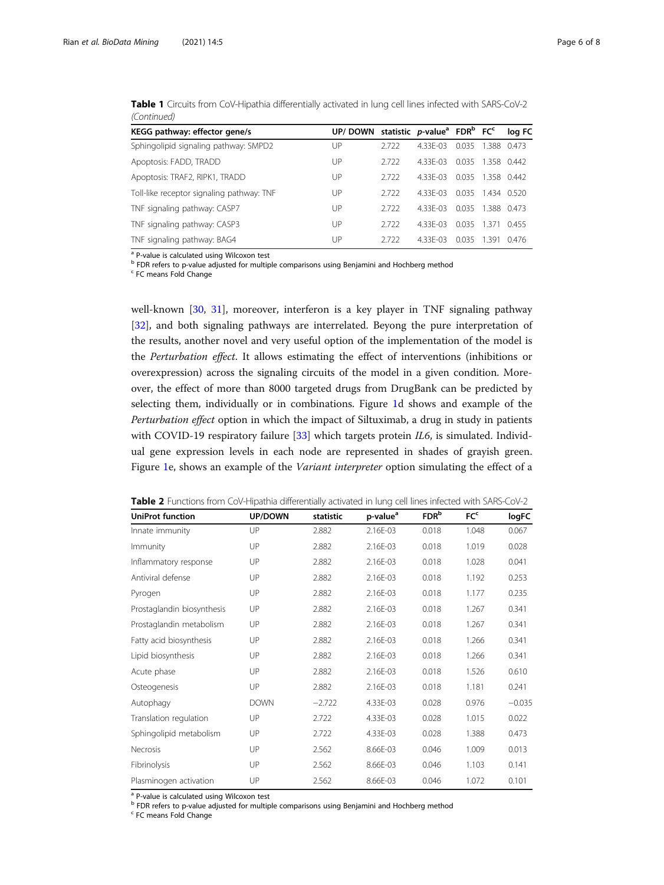**Table 1** Circuits from CoV-Hipathia differentially activated in lung cell lines infected with SARS-CoV-2 *(Continued)*

| KEGG pathway: effector gene/s | UP/ DOWN | statistic | *p*-value[a] | FDR[b] | FC[c] | log FC |
|---|---|---|---|---|---|---|
| Sphingolipid signaling pathway: SMPD2 | UP | 2.722 | 4.33E-03 | 0.035 | 1.388 | 0.473 |
| Apoptosis: FADD, TRADD | UP | 2.722 | 4.33E-03 | 0.035 | 1.358 | 0.442 |
| Apoptosis: TRAF2, RIPK1, TRADD | UP | 2.722 | 4.33E-03 | 0.035 | 1.358 | 0.442 |
| Toll-like receptor signaling pathway: TNF | UP | 2.722 | 4.33E-03 | 0.035 | 1.434 | 0.520 |
| TNF signaling pathway: CASP7 | UP | 2.722 | 4.33E-03 | 0.035 | 1.388 | 0.473 |
| TNF signaling pathway: CASP3 | UP | 2.722 | 4.33E-03 | 0.035 | 1.371 | 0.455 |
| TNF signaling pathway: BAG4 | UP | 2.722 | 4.33E-03 | 0.035 | 1.391 | 0.476 |

[a] P-value is calculated using Wilcoxon test
[b] FDR refers to p-value adjusted for multiple comparisons using Benjamini and Hochberg method
[c] FC means Fold Change

well-known [30, 31], moreover, interferon is a key player in TNF signaling pathway [32], and both signaling pathways are interrelated. Beyong the pure interpretation of the results, another novel and very useful option of the implementation of the model is the *Perturbation effect*. It allows estimating the effect of interventions (inhibitions or overexpression) across the signaling circuits of the model in a given condition. Moreover, the effect of more than 8000 targeted drugs from DrugBank can be predicted by selecting them, individually or in combinations. Figure 1d shows and example of the *Perturbation effect* option in which the impact of Siltuximab, a drug in study in patients with COVID-19 respiratory failure [33] which targets protein *IL6*, is simulated. Individual gene expression levels in each node are represented in shades of grayish green. Figure 1e, shows an example of the *Variant interpreter* option simulating the effect of a

**Table 2** Functions from CoV-Hipathia differentially activated in lung cell lines infected with SARS-CoV-2

| UniProt function | UP/DOWN | statistic | p-value[a] | FDR[b] | FC[c] | logFC |
|---|---|---|---|---|---|---|
| Innate immunity | UP | 2.882 | 2.16E-03 | 0.018 | 1.048 | 0.067 |
| Immunity | UP | 2.882 | 2.16E-03 | 0.018 | 1.019 | 0.028 |
| Inflammatory response | UP | 2.882 | 2.16E-03 | 0.018 | 1.028 | 0.041 |
| Antiviral defense | UP | 2.882 | 2.16E-03 | 0.018 | 1.192 | 0.253 |
| Pyrogen | UP | 2.882 | 2.16E-03 | 0.018 | 1.177 | 0.235 |
| Prostaglandin biosynthesis | UP | 2.882 | 2.16E-03 | 0.018 | 1.267 | 0.341 |
| Prostaglandin metabolism | UP | 2.882 | 2.16E-03 | 0.018 | 1.267 | 0.341 |
| Fatty acid biosynthesis | UP | 2.882 | 2.16E-03 | 0.018 | 1.266 | 0.341 |
| Lipid biosynthesis | UP | 2.882 | 2.16E-03 | 0.018 | 1.266 | 0.341 |
| Acute phase | UP | 2.882 | 2.16E-03 | 0.018 | 1.526 | 0.610 |
| Osteogenesis | UP | 2.882 | 2.16E-03 | 0.018 | 1.181 | 0.241 |
| Autophagy | DOWN | −2.722 | 4.33E-03 | 0.028 | 0.976 | −0.035 |
| Translation regulation | UP | 2.722 | 4.33E-03 | 0.028 | 1.015 | 0.022 |
| Sphingolipid metabolism | UP | 2.722 | 4.33E-03 | 0.028 | 1.388 | 0.473 |
| Necrosis | UP | 2.562 | 8.66E-03 | 0.046 | 1.009 | 0.013 |
| Fibrinolysis | UP | 2.562 | 8.66E-03 | 0.046 | 1.103 | 0.141 |
| Plasminogen activation | UP | 2.562 | 8.66E-03 | 0.046 | 1.072 | 0.101 |

[a] P-value is calculated using Wilcoxon test
[b] FDR refers to p-value adjusted for multiple comparisons using Benjamini and Hochberg method
[c] FC means Fold Change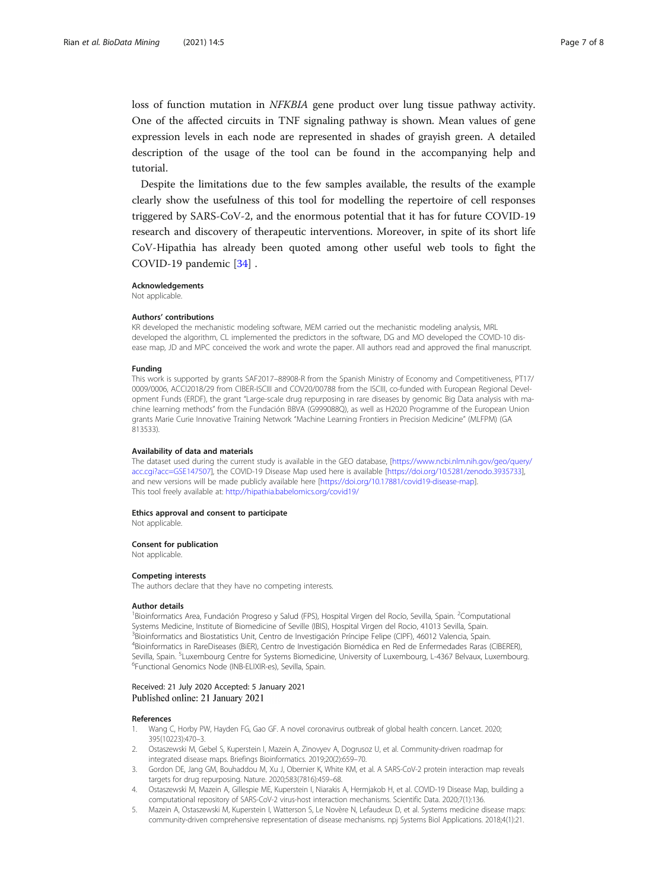loss of function mutation in *NFKBIA* gene product over lung tissue pathway activity. One of the affected circuits in TNF signaling pathway is shown. Mean values of gene expression levels in each node are represented in shades of grayish green. A detailed description of the usage of the tool can be found in the accompanying help and tutorial.

Despite the limitations due to the few samples available, the results of the example clearly show the usefulness of this tool for modelling the repertoire of cell responses triggered by SARS-CoV-2, and the enormous potential that it has for future COVID-19 research and discovery of therapeutic interventions. Moreover, in spite of its short life CoV-Hipathia has already been quoted among other useful web tools to fight the COVID-19 pandemic [34] .

#### Acknowledgements

Not applicable.

#### Authors' contributions

KR developed the mechanistic modeling software, MEM carried out the mechanistic modeling analysis, MRL developed the algorithm, CL implemented the predictors in the software, DG and MO developed the COVID-10 disease map, JD and MPC conceived the work and wrote the paper. All authors read and approved the final manuscript.

#### Funding

This work is supported by grants SAF2017–88908-R from the Spanish Ministry of Economy and Competitiveness, PT17/0009/0006, ACCI2018/29 from CIBER-ISCIII and COV20/00788 from the ISCIII, co-funded with European Regional Development Funds (ERDF), the grant "Large-scale drug repurposing in rare diseases by genomic Big Data analysis with machine learning methods" from the Fundación BBVA (G999088Q), as well as H2020 Programme of the European Union grants Marie Curie Innovative Training Network "Machine Learning Frontiers in Precision Medicine" (MLFPM) (GA 813533).

#### Availability of data and materials

The dataset used during the current study is available in the GEO database, [https://www.ncbi.nlm.nih.gov/geo/query/acc.cgi?acc=GSE147507], the COVID-19 Disease Map used here is available [https://doi.org/10.5281/zenodo.3935733], and new versions will be made publicly available here [https://doi.org/10.17881/covid19-disease-map].
This tool freely available at: http://hipathia.babelomics.org/covid19/

#### Ethics approval and consent to participate

Not applicable.

#### Consent for publication

Not applicable.

#### Competing interests

The authors declare that they have no competing interests.

#### Author details

[1]Bioinformatics Area, Fundación Progreso y Salud (FPS), Hospital Virgen del Rocío, Sevilla, Spain. [2]Computational Systems Medicine, Institute of Biomedicine of Seville (IBIS), Hospital Virgen del Rocio, 41013 Sevilla, Spain. [3]Bioinformatics and Biostatistics Unit, Centro de Investigación Príncipe Felipe (CIPF), 46012 Valencia, Spain. [4]Bioinformatics in RareDiseases (BiER), Centro de Investigación Biomédica en Red de Enfermedades Raras (CIBERER), Sevilla, Spain. [5]Luxembourg Centre for Systems Biomedicine, University of Luxembourg, L-4367 Belvaux, Luxembourg. [6]Functional Genomics Node (INB-ELIXIR-es), Sevilla, Spain.

Received: 21 July 2020 Accepted: 5 January 2021
Published online: 21 January 2021

#### References

1. Wang C, Horby PW, Hayden FG, Gao GF. A novel coronavirus outbreak of global health concern. Lancet. 2020; 395(10223):470–3.
2. Ostaszewski M, Gebel S, Kuperstein I, Mazein A, Zinovyev A, Dogrusoz U, et al. Community-driven roadmap for integrated disease maps. Briefings Bioinformatics. 2019;20(2):659–70.
3. Gordon DE, Jang GM, Bouhaddou M, Xu J, Obernier K, White KM, et al. A SARS-CoV-2 protein interaction map reveals targets for drug repurposing. Nature. 2020;583(7816):459–68.
4. Ostaszewski M, Mazein A, Gillespie ME, Kuperstein I, Niarakis A, Hermjakob H, et al. COVID-19 Disease Map, building a computational repository of SARS-CoV-2 virus-host interaction mechanisms. Scientific Data. 2020;7(1):136.
5. Mazein A, Ostaszewski M, Kuperstein I, Watterson S, Le Novère N, Lefaudeux D, et al. Systems medicine disease maps: community-driven comprehensive representation of disease mechanisms. npj Systems Biol Applications. 2018;4(1):21.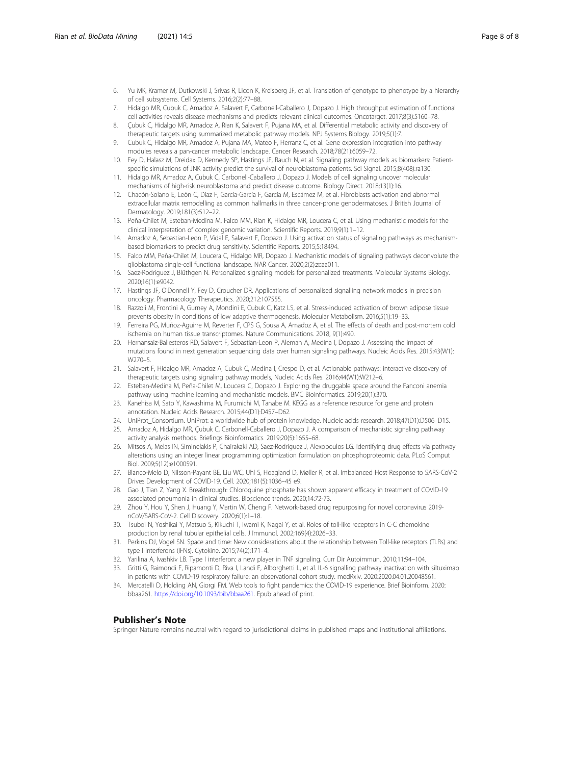6. Yu MK, Kramer M, Dutkowski J, Srivas R, Licon K, Kreisberg JF, et al. Translation of genotype to phenotype by a hierarchy of cell subsystems. Cell Systems. 2016;2(2):77–88.
7. Hidalgo MR, Cubuk C, Amadoz A, Salavert F, Carbonell-Caballero J, Dopazo J. High throughput estimation of functional cell activities reveals disease mechanisms and predicts relevant clinical outcomes. Oncotarget. 2017;8(3):5160–78.
8. Çubuk C, Hidalgo MR, Amadoz A, Rian K, Salavert F, Pujana MA, et al. Differential metabolic activity and discovery of therapeutic targets using summarized metabolic pathway models. NPJ Systems Biology. 2019;5(1):7.
9. Cubuk C, Hidalgo MR, Amadoz A, Pujana MA, Mateo F, Herranz C, et al. Gene expression integration into pathway modules reveals a pan-cancer metabolic landscape. Cancer Research. 2018;78(21):6059–72.
10. Fey D, Halasz M, Dreidax D, Kennedy SP, Hastings JF, Rauch N, et al. Signaling pathway models as biomarkers: Patient-specific simulations of JNK activity predict the survival of neuroblastoma patients. Sci Signal. 2015;8(408):ra130.
11. Hidalgo MR, Amadoz A, Cubuk C, Carbonell-Caballero J, Dopazo J. Models of cell signaling uncover molecular mechanisms of high-risk neuroblastoma and predict disease outcome. Biology Direct. 2018;13(1):16.
12. Chacón-Solano E, León C, Díaz F, García-García F, García M, Escámez M, et al. Fibroblasts activation and abnormal extracellular matrix remodelling as common hallmarks in three cancer-prone genodermatoses. J British Journal of Dermatology. 2019;181(3):512–22.
13. Peña-Chilet M, Esteban-Medina M, Falco MM, Rian K, Hidalgo MR, Loucera C, et al. Using mechanistic models for the clinical interpretation of complex genomic variation. Scientific Reports. 2019;9(1):1–12.
14. Amadoz A, Sebastian-Leon P, Vidal E, Salavert F, Dopazo J. Using activation status of signaling pathways as mechanism-based biomarkers to predict drug sensitivity. Scientific Reports. 2015;5:18494.
15. Falco MM, Peña-Chilet M, Loucera C, Hidalgo MR, Dopazo J. Mechanistic models of signaling pathways deconvolute the glioblastoma single-cell functional landscape. NAR Cancer. 2020;2(2):zcaa011.
16. Saez-Rodriguez J, Blüthgen N. Personalized signaling models for personalized treatments. Molecular Systems Biology. 2020;16(1):e9042.
17. Hastings JF, O'Donnell Y, Fey D, Croucher DR. Applications of personalised signalling network models in precision oncology. Pharmacology Therapeutics. 2020;212:107555.
18. Razzoli M, Frontini A, Gurney A, Mondini E, Cubuk C, Katz LS, et al. Stress-induced activation of brown adipose tissue prevents obesity in conditions of low adaptive thermogenesis. Molecular Metabolism. 2016;5(1):19–33.
19. Ferreira PG, Muñoz-Aguirre M, Reverter F, CPS G, Sousa A, Amadoz A, et al. The effects of death and post-mortem cold ischemia on human tissue transcriptomes. Nature Communications. 2018, 9(1):490.
20. Hernansaiz-Ballesteros RD, Salavert F, Sebastian-Leon P, Aleman A, Medina I, Dopazo J. Assessing the impact of mutations found in next generation sequencing data over human signaling pathways. Nucleic Acids Res. 2015;43(W1): W270–5.
21. Salavert F, Hidalgo MR, Amadoz A, Cubuk C, Medina I, Crespo D, et al. Actionable pathways: interactive discovery of therapeutic targets using signaling pathway models, Nucleic Acids Res. 2016;44(W1):W212–6.
22. Esteban-Medina M, Peña-Chilet M, Loucera C, Dopazo J. Exploring the druggable space around the Fanconi anemia pathway using machine learning and mechanistic models. BMC Bioinformatics. 2019;20(1):370.
23. Kanehisa M, Sato Y, Kawashima M, Furumichi M, Tanabe M. KEGG as a reference resource for gene and protein annotation. Nucleic Acids Research. 2015;44(D1):D457–D62.
24. UniProt_Consortium. UniProt: a worldwide hub of protein knowledge. Nucleic acids research. 2018;47(D1):D506–D15.
25. Amadoz A, Hidalgo MR, Çubuk C, Carbonell-Caballero J, Dopazo J. A comparison of mechanistic signaling pathway activity analysis methods. Briefings Bioinformatics. 2019;20(5):1655–68.
26. Mitsos A, Melas IN, Siminelakis P, Chairakaki AD, Saez-Rodriguez J, Alexopoulos LG. Identifying drug effects via pathway alterations using an integer linear programming optimization formulation on phosphoproteomic data. PLoS Comput Biol. 2009;5(12):e1000591.
27. Blanco-Melo D, Nilsson-Payant BE, Liu WC, Uhl S, Hoagland D, Møller R, et al. Imbalanced Host Response to SARS-CoV-2 Drives Development of COVID-19. Cell. 2020;181(5):1036–45 e9.
28. Gao J, Tian Z, Yang X. Breakthrough: Chloroquine phosphate has shown apparent efficacy in treatment of COVID-19 associated pneumonia in clinical studies. Bioscience trends. 2020;14:72-73.
29. Zhou Y, Hou Y, Shen J, Huang Y, Martin W, Cheng F. Network-based drug repurposing for novel coronavirus 2019-nCoV/SARS-CoV-2. Cell Discovery. 2020;6(1):1–18.
30. Tsuboi N, Yoshikai Y, Matsuo S, Kikuchi T, Iwami K, Nagai Y, et al. Roles of toll-like receptors in C-C chemokine production by renal tubular epithelial cells. J Immunol. 2002;169(4):2026–33.
31. Perkins DJ, Vogel SN. Space and time: New considerations about the relationship between Toll-like receptors (TLRs) and type I interferons (IFNs). Cytokine. 2015;74(2):171–4.
32. Yarilina A, Ivashkiv LB. Type I interferon: a new player in TNF signaling. Curr Dir Autoimmun. 2010;11:94–104.
33. Gritti G, Raimondi F, Ripamonti D, Riva I, Landi F, Alborghetti L, et al. IL-6 signalling pathway inactivation with siltuximab in patients with COVID-19 respiratory failure: an observational cohort study. medRxiv. 2020:2020.04.01.20048561.
34. Mercatelli D, Holding AN, Giorgi FM. Web tools to fight pandemics: the COVID-19 experience. Brief Bioinform. 2020: bbaa261. https://doi.org/10.1093/bib/bbaa261. Epub ahead of print.

## Publisher's Note

Springer Nature remains neutral with regard to jurisdictional claims in published maps and institutional affiliations.